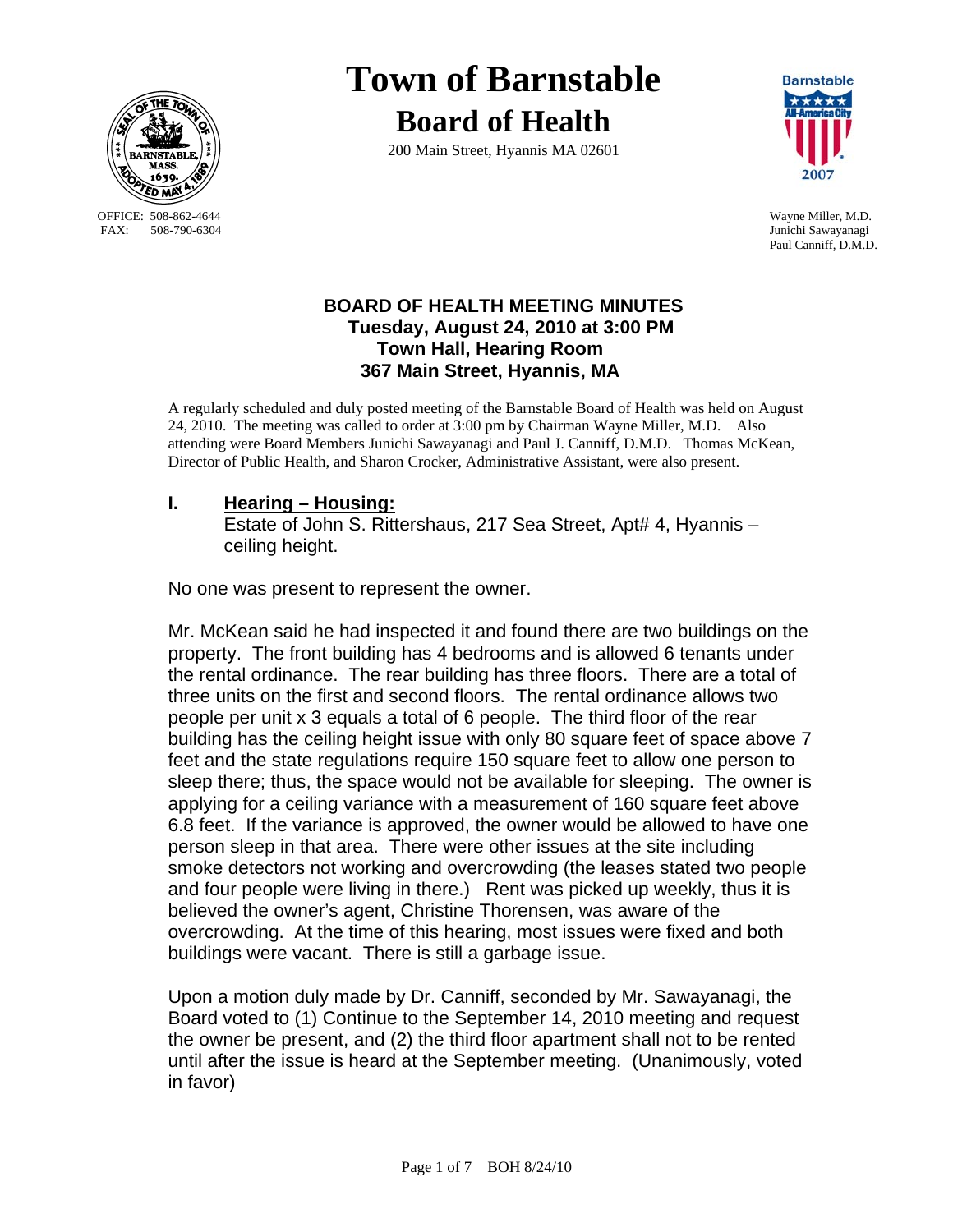# Town of Barnstable

## Board of Health

200 Main Street, Hyannis MA 02601

OFFICE: 508-862-4644
FAX: 508-790-6304

Wayne Miller, M.D.
Junichi Sawayanagi
Paul Canniff, D.M.D.

### BOARD OF HEALTH MEETING MINUTES
### Tuesday, August 24, 2010 at 3:00 PM
### Town Hall, Hearing Room
### 367 Main Street, Hyannis, MA

A regularly scheduled and duly posted meeting of the Barnstable Board of Health was held on August 24, 2010. The meeting was called to order at 3:00 pm by Chairman Wayne Miller, M.D. Also attending were Board Members Junichi Sawayanagi and Paul J. Canniff, D.M.D. Thomas McKean, Director of Public Health, and Sharon Crocker, Administrative Assistant, were also present.

## I. Hearing – Housing:

Estate of John S. Rittershaus, 217 Sea Street, Apt# 4, Hyannis – ceiling height.

No one was present to represent the owner.

Mr. McKean said he had inspected it and found there are two buildings on the property. The front building has 4 bedrooms and is allowed 6 tenants under the rental ordinance. The rear building has three floors. There are a total of three units on the first and second floors. The rental ordinance allows two people per unit x 3 equals a total of 6 people. The third floor of the rear building has the ceiling height issue with only 80 square feet of space above 7 feet and the state regulations require 150 square feet to allow one person to sleep there; thus, the space would not be available for sleeping. The owner is applying for a ceiling variance with a measurement of 160 square feet above 6.8 feet. If the variance is approved, the owner would be allowed to have one person sleep in that area. There were other issues at the site including smoke detectors not working and overcrowding (the leases stated two people and four people were living in there.) Rent was picked up weekly, thus it is believed the owner's agent, Christine Thorensen, was aware of the overcrowding. At the time of this hearing, most issues were fixed and both buildings were vacant. There is still a garbage issue.

Upon a motion duly made by Dr. Canniff, seconded by Mr. Sawayanagi, the Board voted to (1) Continue to the September 14, 2010 meeting and request the owner be present, and (2) the third floor apartment shall not to be rented until after the issue is heard at the September meeting. (Unanimously, voted in favor)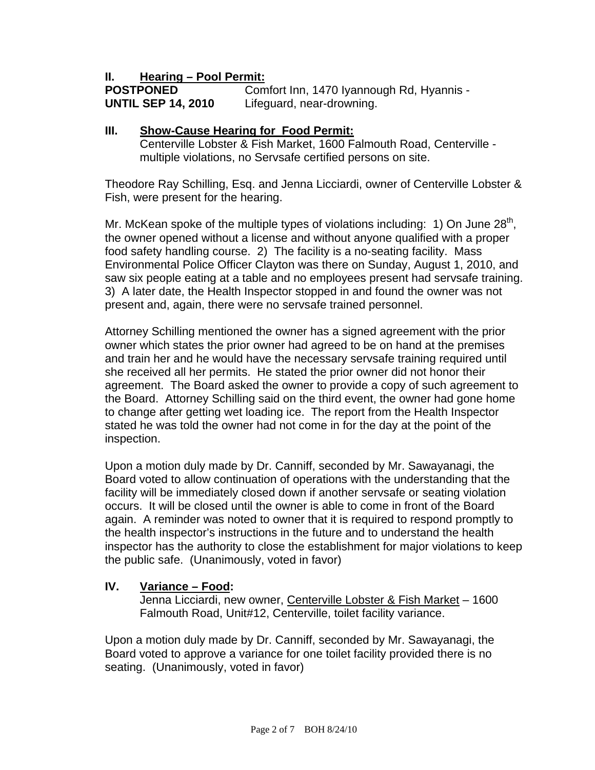## II. Hearing – Pool Permit:

**POSTPONED UNTIL SEP 14, 2010** Comfort Inn, 1470 Iyannough Rd, Hyannis - Lifeguard, near-drowning.

## III. Show-Cause Hearing for Food Permit:

Centerville Lobster & Fish Market, 1600 Falmouth Road, Centerville - multiple violations, no Servsafe certified persons on site.

Theodore Ray Schilling, Esq. and Jenna Licciardi, owner of Centerville Lobster & Fish, were present for the hearing.

Mr. McKean spoke of the multiple types of violations including: 1) On June 28th, the owner opened without a license and without anyone qualified with a proper food safety handling course. 2) The facility is a no-seating facility. Mass Environmental Police Officer Clayton was there on Sunday, August 1, 2010, and saw six people eating at a table and no employees present had servsafe training. 3) A later date, the Health Inspector stopped in and found the owner was not present and, again, there were no servsafe trained personnel.

Attorney Schilling mentioned the owner has a signed agreement with the prior owner which states the prior owner had agreed to be on hand at the premises and train her and he would have the necessary servsafe training required until she received all her permits. He stated the prior owner did not honor their agreement. The Board asked the owner to provide a copy of such agreement to the Board. Attorney Schilling said on the third event, the owner had gone home to change after getting wet loading ice. The report from the Health Inspector stated he was told the owner had not come in for the day at the point of the inspection.

Upon a motion duly made by Dr. Canniff, seconded by Mr. Sawayanagi, the Board voted to allow continuation of operations with the understanding that the facility will be immediately closed down if another servsafe or seating violation occurs. It will be closed until the owner is able to come in front of the Board again. A reminder was noted to owner that it is required to respond promptly to the health inspector's instructions in the future and to understand the health inspector has the authority to close the establishment for major violations to keep the public safe. (Unanimously, voted in favor)

## IV. Variance – Food:

Jenna Licciardi, new owner, Centerville Lobster & Fish Market – 1600 Falmouth Road, Unit#12, Centerville, toilet facility variance.

Upon a motion duly made by Dr. Canniff, seconded by Mr. Sawayanagi, the Board voted to approve a variance for one toilet facility provided there is no seating. (Unanimously, voted in favor)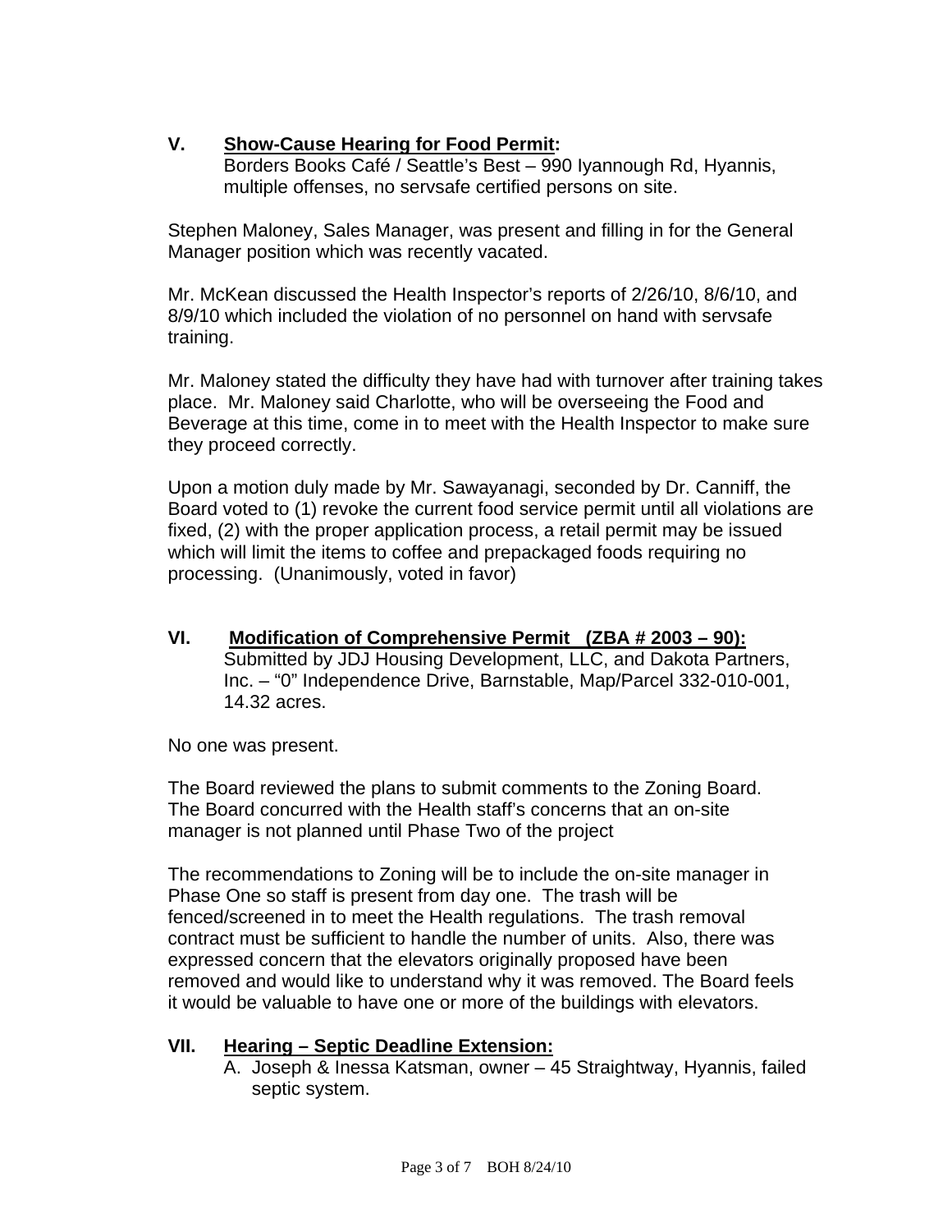## V. Show-Cause Hearing for Food Permit:

Borders Books Café / Seattle's Best – 990 Iyannough Rd, Hyannis, multiple offenses, no servsafe certified persons on site.

Stephen Maloney, Sales Manager, was present and filling in for the General Manager position which was recently vacated.

Mr. McKean discussed the Health Inspector's reports of 2/26/10, 8/6/10, and 8/9/10 which included the violation of no personnel on hand with servsafe training.

Mr. Maloney stated the difficulty they have had with turnover after training takes place. Mr. Maloney said Charlotte, who will be overseeing the Food and Beverage at this time, come in to meet with the Health Inspector to make sure they proceed correctly.

Upon a motion duly made by Mr. Sawayanagi, seconded by Dr. Canniff, the Board voted to (1) revoke the current food service permit until all violations are fixed, (2) with the proper application process, a retail permit may be issued which will limit the items to coffee and prepackaged foods requiring no processing. (Unanimously, voted in favor)

## VI. Modification of Comprehensive Permit (ZBA # 2003 – 90):

Submitted by JDJ Housing Development, LLC, and Dakota Partners, Inc. – "0" Independence Drive, Barnstable, Map/Parcel 332-010-001, 14.32 acres.

No one was present.

The Board reviewed the plans to submit comments to the Zoning Board. The Board concurred with the Health staff's concerns that an on-site manager is not planned until Phase Two of the project

The recommendations to Zoning will be to include the on-site manager in Phase One so staff is present from day one. The trash will be fenced/screened in to meet the Health regulations. The trash removal contract must be sufficient to handle the number of units. Also, there was expressed concern that the elevators originally proposed have been removed and would like to understand why it was removed. The Board feels it would be valuable to have one or more of the buildings with elevators.

## VII. Hearing – Septic Deadline Extension:

A. Joseph & Inessa Katsman, owner – 45 Straightway, Hyannis, failed septic system.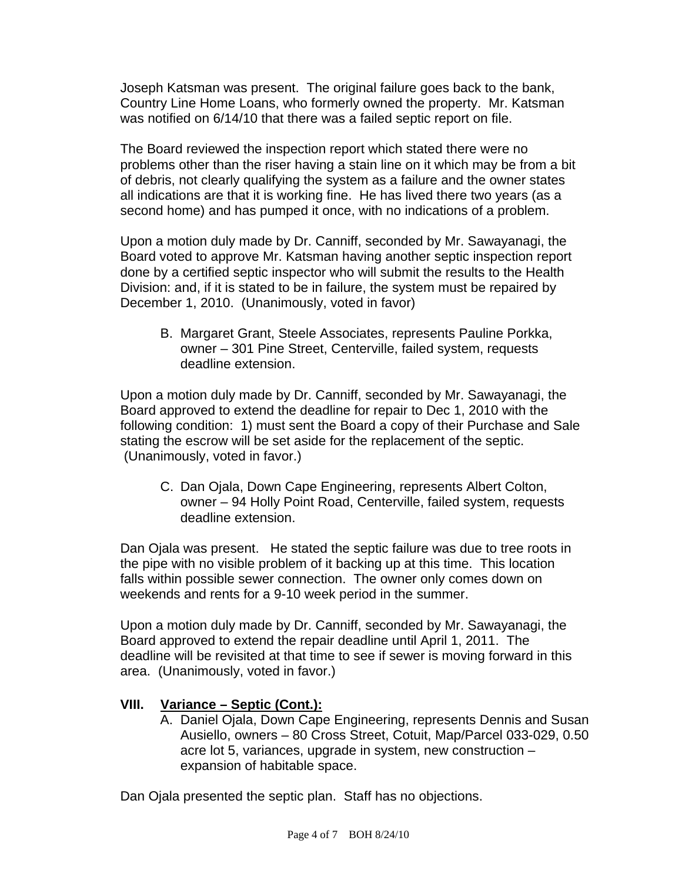Joseph Katsman was present. The original failure goes back to the bank, Country Line Home Loans, who formerly owned the property. Mr. Katsman was notified on 6/14/10 that there was a failed septic report on file.

The Board reviewed the inspection report which stated there were no problems other than the riser having a stain line on it which may be from a bit of debris, not clearly qualifying the system as a failure and the owner states all indications are that it is working fine. He has lived there two years (as a second home) and has pumped it once, with no indications of a problem.

Upon a motion duly made by Dr. Canniff, seconded by Mr. Sawayanagi, the Board voted to approve Mr. Katsman having another septic inspection report done by a certified septic inspector who will submit the results to the Health Division: and, if it is stated to be in failure, the system must be repaired by December 1, 2010. (Unanimously, voted in favor)

B. Margaret Grant, Steele Associates, represents Pauline Porkka, owner – 301 Pine Street, Centerville, failed system, requests deadline extension.

Upon a motion duly made by Dr. Canniff, seconded by Mr. Sawayanagi, the Board approved to extend the deadline for repair to Dec 1, 2010 with the following condition: 1) must sent the Board a copy of their Purchase and Sale stating the escrow will be set aside for the replacement of the septic. (Unanimously, voted in favor.)

C. Dan Ojala, Down Cape Engineering, represents Albert Colton, owner – 94 Holly Point Road, Centerville, failed system, requests deadline extension.

Dan Ojala was present. He stated the septic failure was due to tree roots in the pipe with no visible problem of it backing up at this time. This location falls within possible sewer connection. The owner only comes down on weekends and rents for a 9-10 week period in the summer.

Upon a motion duly made by Dr. Canniff, seconded by Mr. Sawayanagi, the Board approved to extend the repair deadline until April 1, 2011. The deadline will be revisited at that time to see if sewer is moving forward in this area. (Unanimously, voted in favor.)

## VIII. Variance – Septic (Cont.):

A. Daniel Ojala, Down Cape Engineering, represents Dennis and Susan Ausiello, owners – 80 Cross Street, Cotuit, Map/Parcel 033-029, 0.50 acre lot 5, variances, upgrade in system, new construction – expansion of habitable space.

Dan Ojala presented the septic plan. Staff has no objections.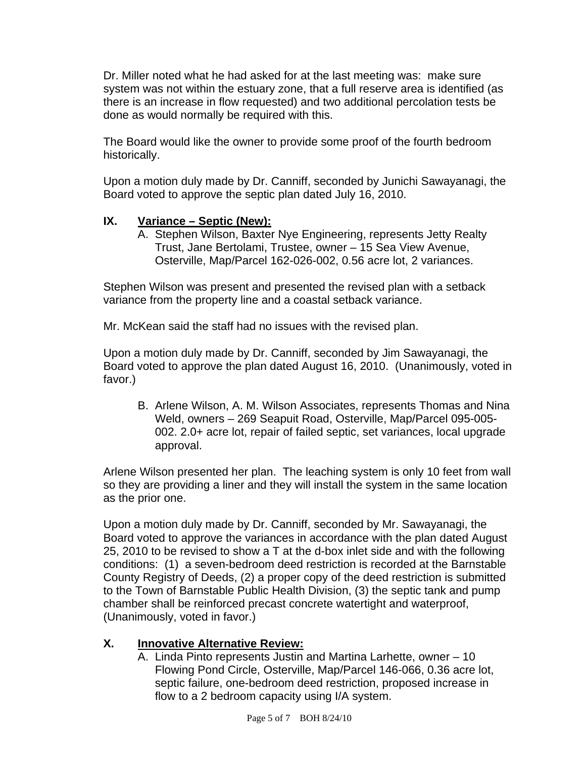Dr. Miller noted what he had asked for at the last meeting was: make sure system was not within the estuary zone, that a full reserve area is identified (as there is an increase in flow requested) and two additional percolation tests be done as would normally be required with this.

The Board would like the owner to provide some proof of the fourth bedroom historically.

Upon a motion duly made by Dr. Canniff, seconded by Junichi Sawayanagi, the Board voted to approve the septic plan dated July 16, 2010.

## IX. Variance – Septic (New):

A. Stephen Wilson, Baxter Nye Engineering, represents Jetty Realty Trust, Jane Bertolami, Trustee, owner – 15 Sea View Avenue, Osterville, Map/Parcel 162-026-002, 0.56 acre lot, 2 variances.

Stephen Wilson was present and presented the revised plan with a setback variance from the property line and a coastal setback variance.

Mr. McKean said the staff had no issues with the revised plan.

Upon a motion duly made by Dr. Canniff, seconded by Jim Sawayanagi, the Board voted to approve the plan dated August 16, 2010. (Unanimously, voted in favor.)

B. Arlene Wilson, A. M. Wilson Associates, represents Thomas and Nina Weld, owners – 269 Seapuit Road, Osterville, Map/Parcel 095-005-002. 2.0+ acre lot, repair of failed septic, set variances, local upgrade approval.

Arlene Wilson presented her plan. The leaching system is only 10 feet from wall so they are providing a liner and they will install the system in the same location as the prior one.

Upon a motion duly made by Dr. Canniff, seconded by Mr. Sawayanagi, the Board voted to approve the variances in accordance with the plan dated August 25, 2010 to be revised to show a T at the d-box inlet side and with the following conditions: (1) a seven-bedroom deed restriction is recorded at the Barnstable County Registry of Deeds, (2) a proper copy of the deed restriction is submitted to the Town of Barnstable Public Health Division, (3) the septic tank and pump chamber shall be reinforced precast concrete watertight and waterproof, (Unanimously, voted in favor.)

## X. Innovative Alternative Review:

A. Linda Pinto represents Justin and Martina Larhette, owner – 10 Flowing Pond Circle, Osterville, Map/Parcel 146-066, 0.36 acre lot, septic failure, one-bedroom deed restriction, proposed increase in flow to a 2 bedroom capacity using I/A system.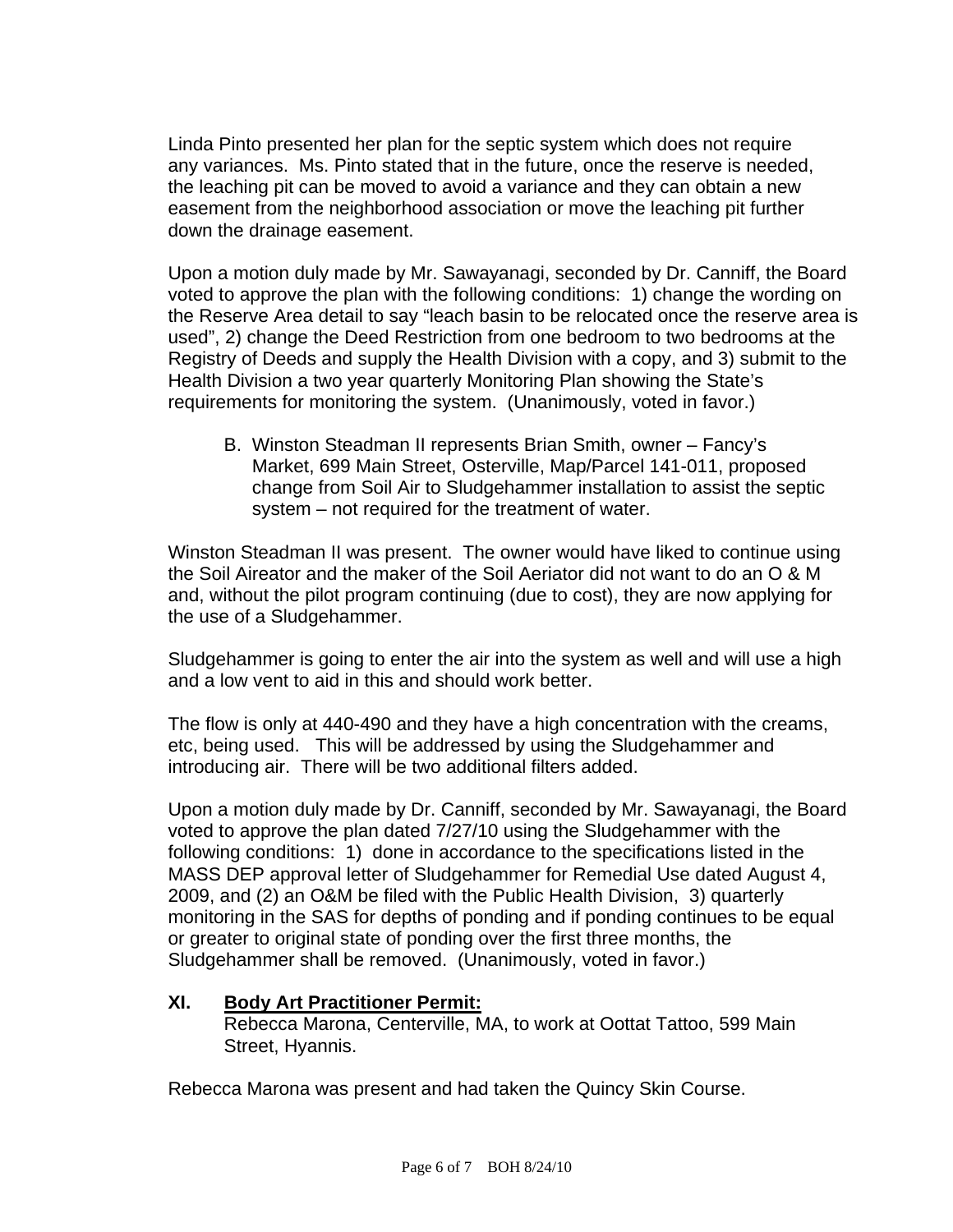Linda Pinto presented her plan for the septic system which does not require any variances. Ms. Pinto stated that in the future, once the reserve is needed, the leaching pit can be moved to avoid a variance and they can obtain a new easement from the neighborhood association or move the leaching pit further down the drainage easement.

Upon a motion duly made by Mr. Sawayanagi, seconded by Dr. Canniff, the Board voted to approve the plan with the following conditions: 1) change the wording on the Reserve Area detail to say "leach basin to be relocated once the reserve area is used", 2) change the Deed Restriction from one bedroom to two bedrooms at the Registry of Deeds and supply the Health Division with a copy, and 3) submit to the Health Division a two year quarterly Monitoring Plan showing the State's requirements for monitoring the system. (Unanimously, voted in favor.)

B. Winston Steadman II represents Brian Smith, owner – Fancy's Market, 699 Main Street, Osterville, Map/Parcel 141-011, proposed change from Soil Air to Sludgehammer installation to assist the septic system – not required for the treatment of water.

Winston Steadman II was present. The owner would have liked to continue using the Soil Aireator and the maker of the Soil Aeriator did not want to do an O & M and, without the pilot program continuing (due to cost), they are now applying for the use of a Sludgehammer.

Sludgehammer is going to enter the air into the system as well and will use a high and a low vent to aid in this and should work better.

The flow is only at 440-490 and they have a high concentration with the creams, etc, being used. This will be addressed by using the Sludgehammer and introducing air. There will be two additional filters added.

Upon a motion duly made by Dr. Canniff, seconded by Mr. Sawayanagi, the Board voted to approve the plan dated 7/27/10 using the Sludgehammer with the following conditions: 1) done in accordance to the specifications listed in the MASS DEP approval letter of Sludgehammer for Remedial Use dated August 4, 2009, and (2) an O&M be filed with the Public Health Division, 3) quarterly monitoring in the SAS for depths of ponding and if ponding continues to be equal or greater to original state of ponding over the first three months, the Sludgehammer shall be removed. (Unanimously, voted in favor.)

## XI. **Body Art Practitioner Permit:**

Rebecca Marona, Centerville, MA, to work at Oottat Tattoo, 599 Main Street, Hyannis.

Rebecca Marona was present and had taken the Quincy Skin Course.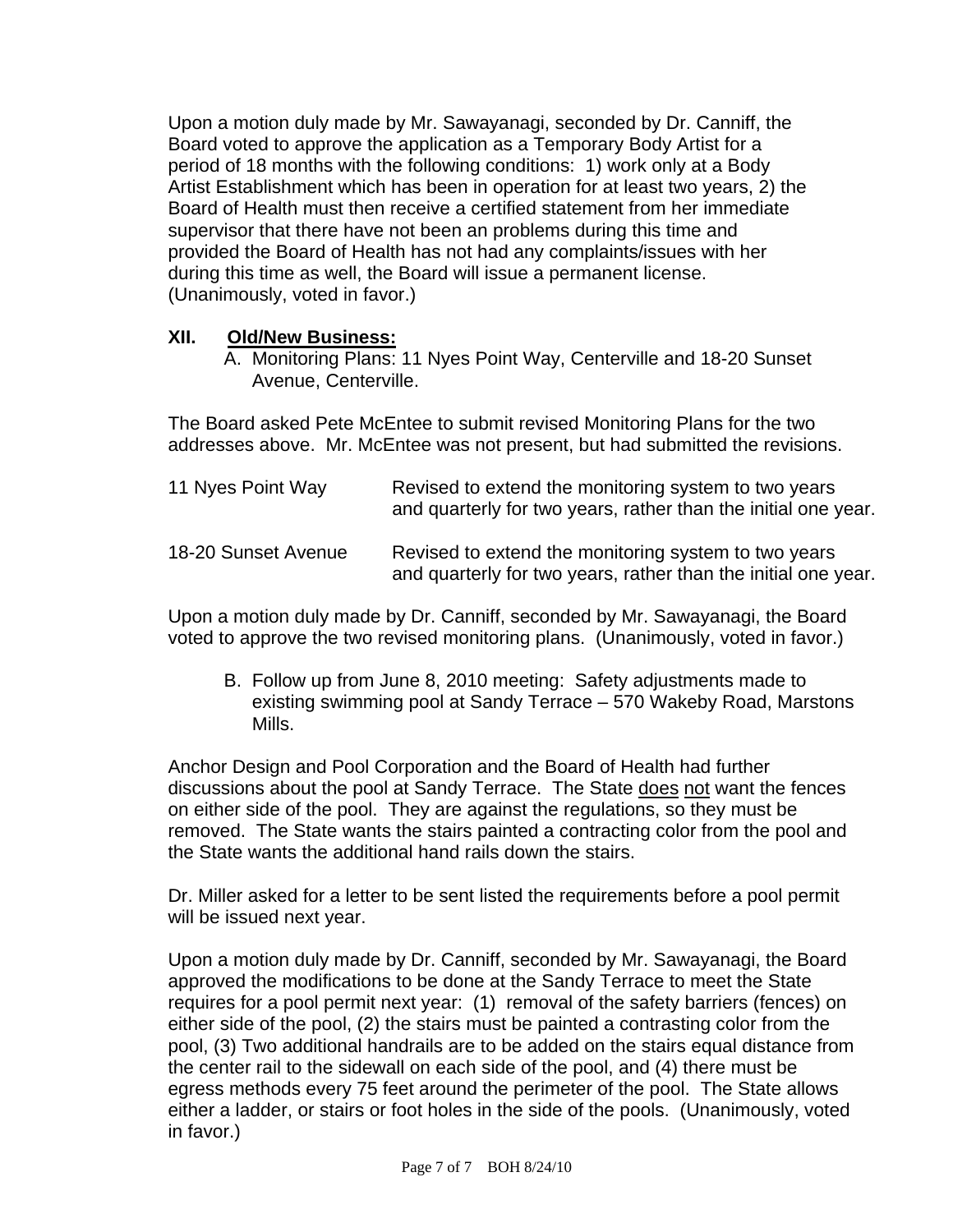Upon a motion duly made by Mr. Sawayanagi, seconded by Dr. Canniff, the Board voted to approve the application as a Temporary Body Artist for a period of 18 months with the following conditions: 1) work only at a Body Artist Establishment which has been in operation for at least two years, 2) the Board of Health must then receive a certified statement from her immediate supervisor that there have not been an problems during this time and provided the Board of Health has not had any complaints/issues with her during this time as well, the Board will issue a permanent license. (Unanimously, voted in favor.)

## XII. Old/New Business:

A. Monitoring Plans: 11 Nyes Point Way, Centerville and 18-20 Sunset Avenue, Centerville.

The Board asked Pete McEntee to submit revised Monitoring Plans for the two addresses above. Mr. McEntee was not present, but had submitted the revisions.

| | |
|---|---|
| 11 Nyes Point Way | Revised to extend the monitoring system to two years and quarterly for two years, rather than the initial one year. |
| 18-20 Sunset Avenue | Revised to extend the monitoring system to two years and quarterly for two years, rather than the initial one year. |

Upon a motion duly made by Dr. Canniff, seconded by Mr. Sawayanagi, the Board voted to approve the two revised monitoring plans. (Unanimously, voted in favor.)

B. Follow up from June 8, 2010 meeting: Safety adjustments made to existing swimming pool at Sandy Terrace – 570 Wakeby Road, Marstons Mills.

Anchor Design and Pool Corporation and the Board of Health had further discussions about the pool at Sandy Terrace. The State <u>does</u> <u>not</u> want the fences on either side of the pool. They are against the regulations, so they must be removed. The State wants the stairs painted a contracting color from the pool and the State wants the additional hand rails down the stairs.

Dr. Miller asked for a letter to be sent listed the requirements before a pool permit will be issued next year.

Upon a motion duly made by Dr. Canniff, seconded by Mr. Sawayanagi, the Board approved the modifications to be done at the Sandy Terrace to meet the State requires for a pool permit next year: (1) removal of the safety barriers (fences) on either side of the pool, (2) the stairs must be painted a contrasting color from the pool, (3) Two additional handrails are to be added on the stairs equal distance from the center rail to the sidewall on each side of the pool, and (4) there must be egress methods every 75 feet around the perimeter of the pool. The State allows either a ladder, or stairs or foot holes in the side of the pools. (Unanimously, voted in favor.)